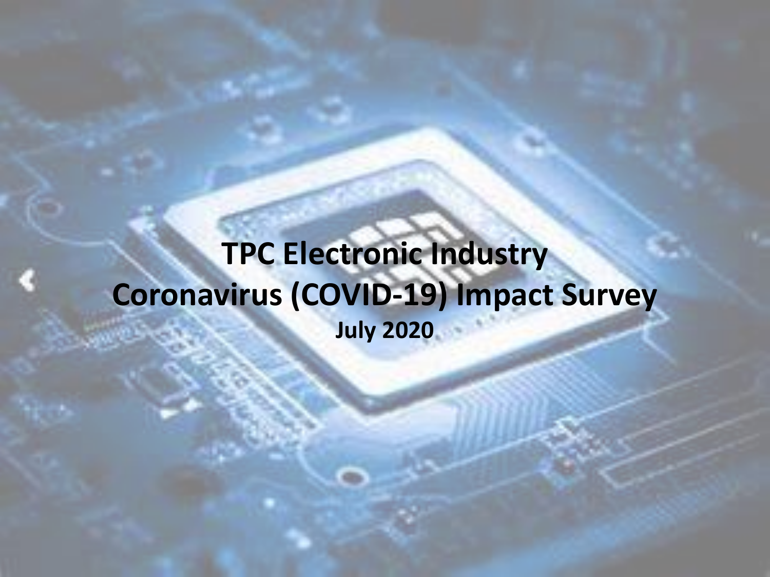# TPC Electronic Industry Coronavirus (COVID-19) Impact Survey

**July 2020**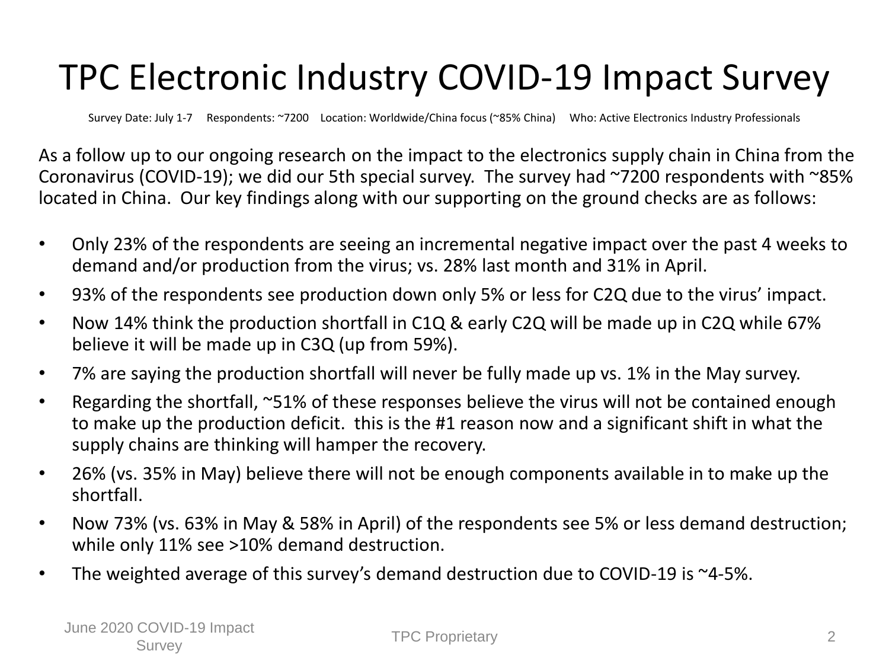# TPC Electronic Industry COVID-19 Impact Survey

Survey Date: July 1-7 Respondents: ~7200 Location: Worldwide/China focus (~85% China) Who: Active Electronics Industry Professionals

As a follow up to our ongoing research on the impact to the electronics supply chain in China from the Coronavirus (COVID-19); we did our 5th special survey. The survey had ~7200 respondents with ~85% located in China. Our key findings along with our supporting on the ground checks are as follows:

- Only 23% of the respondents are seeing an incremental negative impact over the past 4 weeks to demand and/or production from the virus; vs. 28% last month and 31% in April.
- 93% of the respondents see production down only 5% or less for C2Q due to the virus' impact.
- Now 14% think the production shortfall in C1Q & early C2Q will be made up in C2Q while 67% believe it will be made up in C3Q (up from 59%).
- 7% are saying the production shortfall will never be fully made up vs. 1% in the May survey.
- Regarding the shortfall, ~51% of these responses believe the virus will not be contained enough to make up the production deficit. this is the #1 reason now and a significant shift in what the supply chains are thinking will hamper the recovery.
- 26% (vs. 35% in May) believe there will not be enough components available in to make up the shortfall.
- Now 73% (vs. 63% in May & 58% in April) of the respondents see 5% or less demand destruction; while only 11% see >10% demand destruction.
- The weighted average of this survey's demand destruction due to COVID-19 is ~4-5%.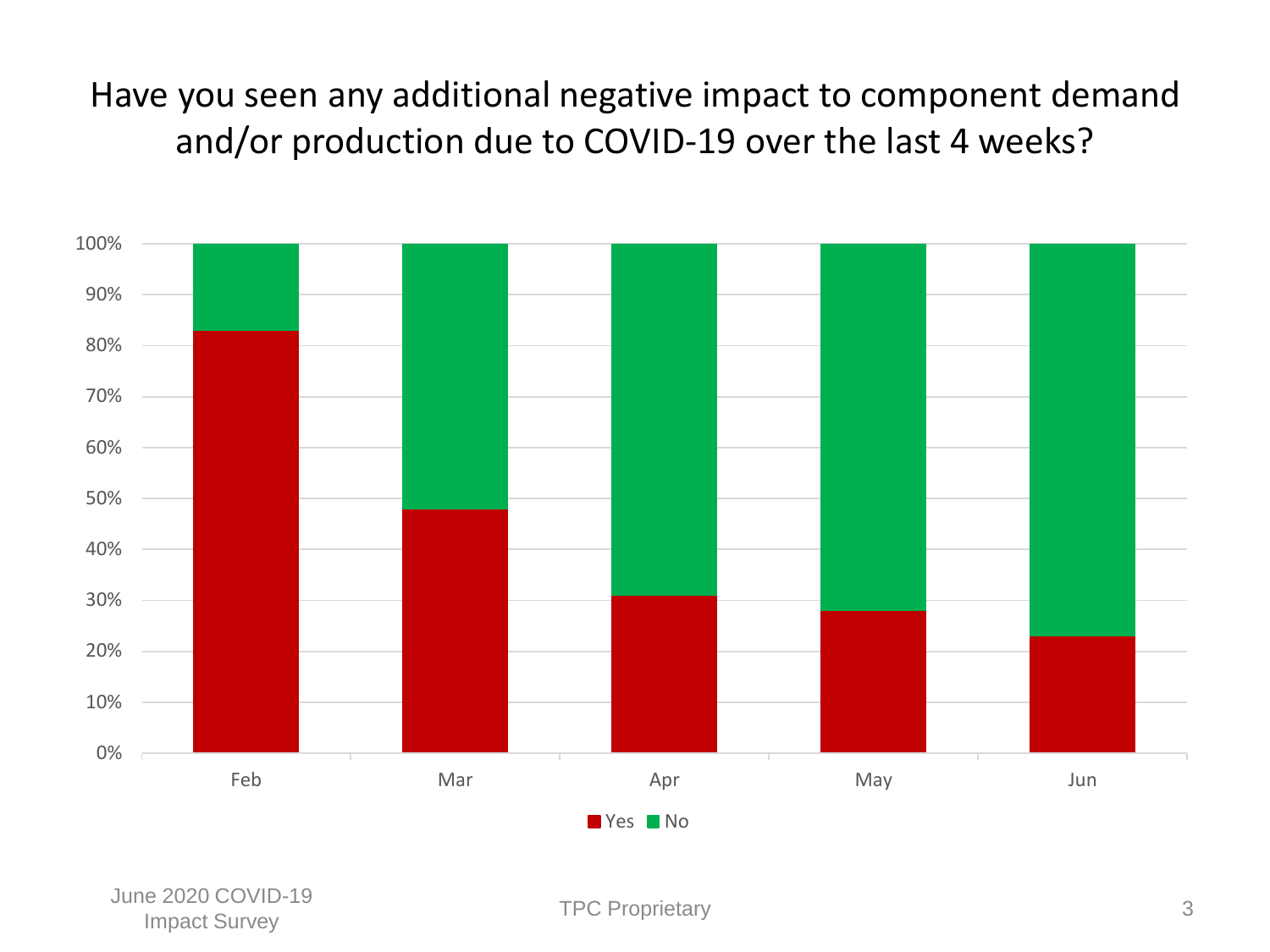# Have you seen any additional negative impact to component demand and/or production due to COVID-19 over the last 4 weeks?

| Month | Yes | No |
|---|---|---|
| Feb | 83% | 17% |
| Mar | 48% | 52% |
| Apr | 31% | 69% |
| May | 28% | 72% |
| Jun | 23% | 77% |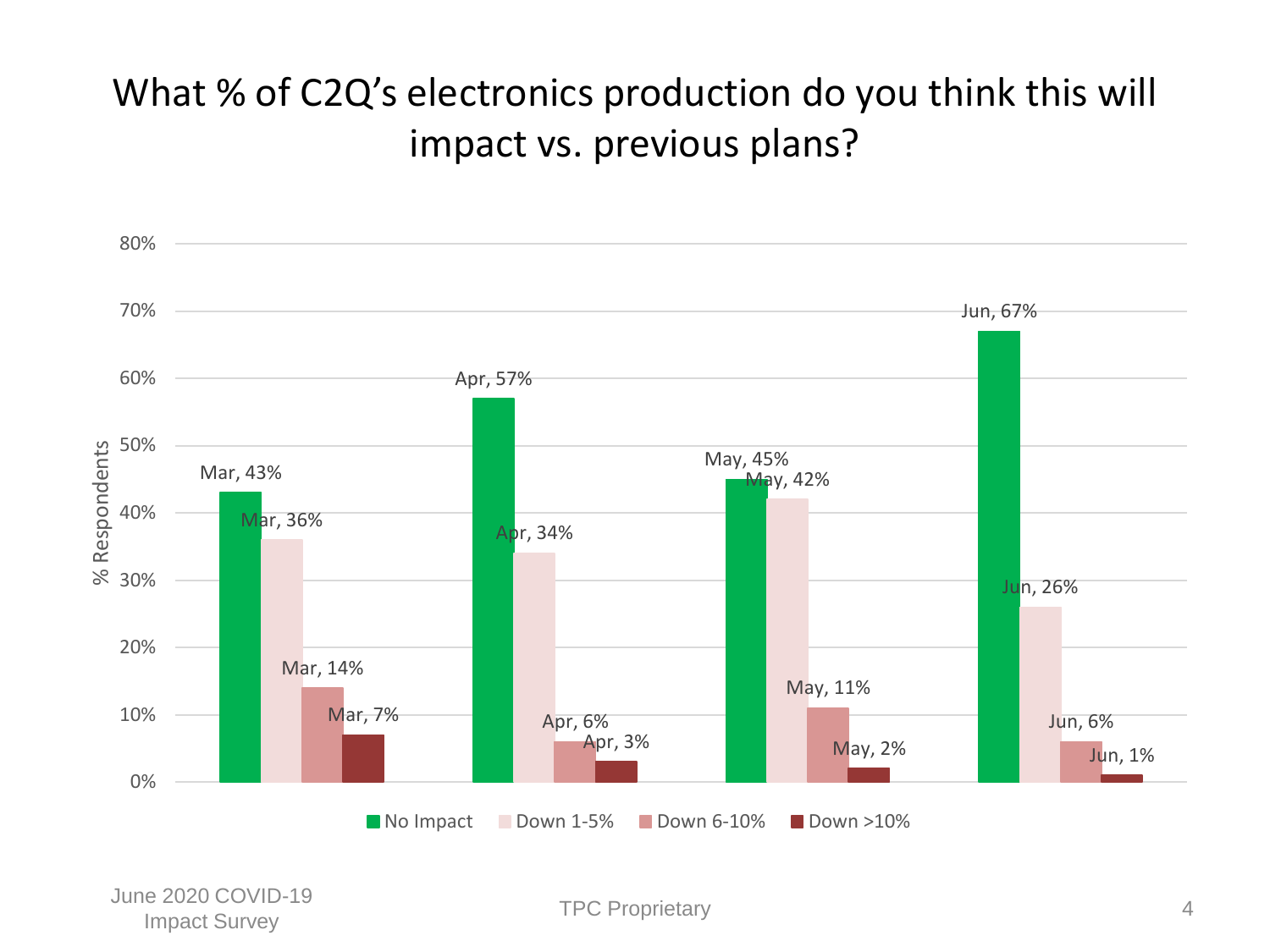# What % of C2Q's electronics production do you think this will impact vs. previous plans?

| % Respondents | No Impact | Down 1-5% | Down 6-10% | Down >10% |
|---|---|---|---|---|
| Mar | 43% | 36% | 14% | 7% |
| Apr | 57% | 34% | 6% | 3% |
| May | 45% | 42% | 11% | 2% |
| Jun | 67% | 26% | 6% | 1% |

June 2020 COVID-19 Impact Survey

TPC Proprietary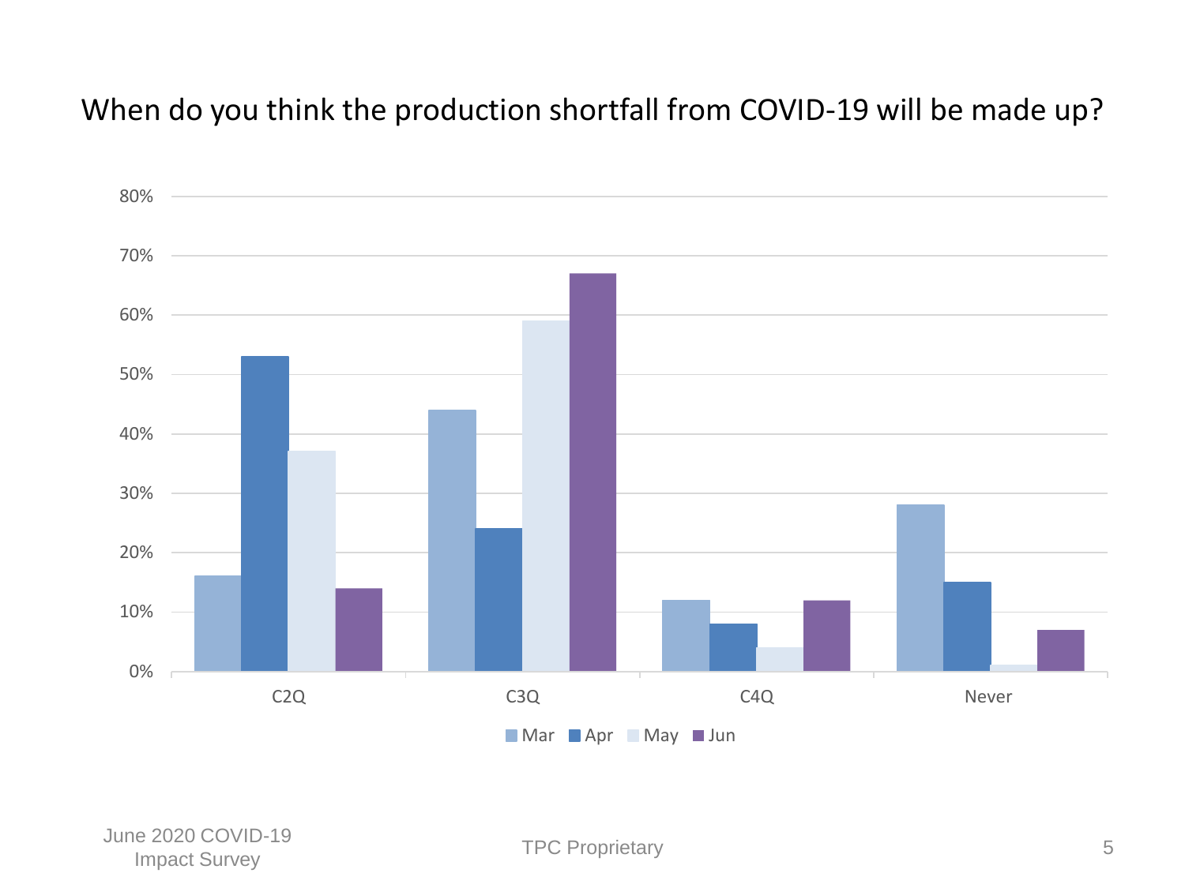# When do you think the production shortfall from COVID-19 will be made up?

| | Mar | Apr | May | Jun |
|---|---|---|---|---|
| C2Q | 16% | 53% | 37% | 14% |
| C3Q | 44% | 24% | 59% | 67% |
| C4Q | 12% | 8% | 4% | 12% |
| Never | 28% | 15% | 1% | 7% |

June 2020 COVID-19 Impact Survey

TPC Proprietary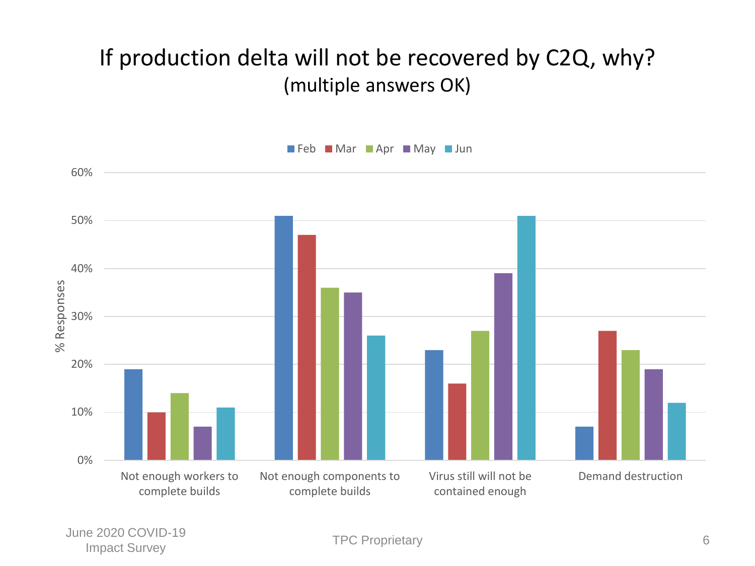# If production delta will not be recovered by C2Q, why?
(multiple answers OK)

| % Responses | Feb | Mar | Apr | May | Jun |
|---|---|---|---|---|---|
| Not enough workers to complete builds | 19% | 10% | 14% | 7% | 11% |
| Not enough components to complete builds | 51% | 47% | 36% | 35% | 26% |
| Virus still will not be contained enough | 23% | 16% | 27% | 39% | 51% |
| Demand destruction | 7% | 27% | 23% | 19% | 12% |

June 2020 COVID-19 Impact Survey

TPC Proprietary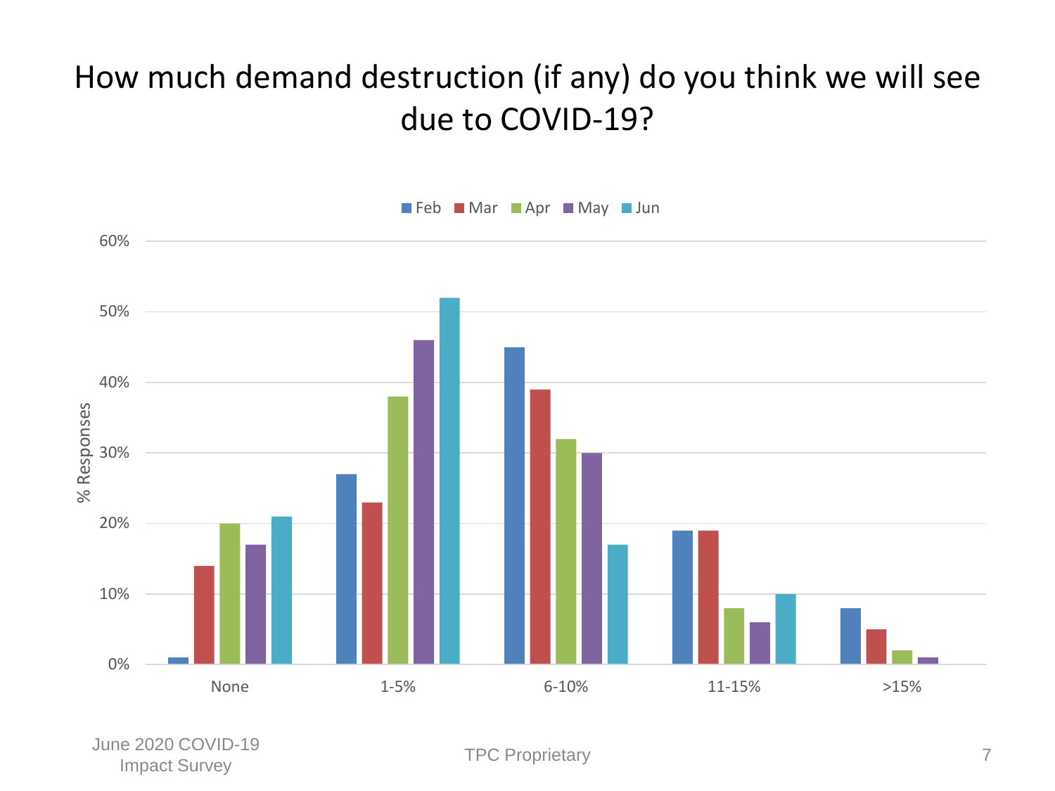# How much demand destruction (if any) do you think we will see due to COVID-19?

| % Responses | Feb | Mar | Apr | May | Jun |
|---|---|---|---|---|---|
| None | 1% | 14% | 20% | 17% | 21% |
| 1-5% | 27% | 23% | 38% | 46% | 52% |
| 6-10% | 45% | 39% | 32% | 30% | 17% |
| 11-15% | 19% | 19% | 8% | 6% | 10% |
| >15% | 8% | 5% | 2% | 1% | 0% |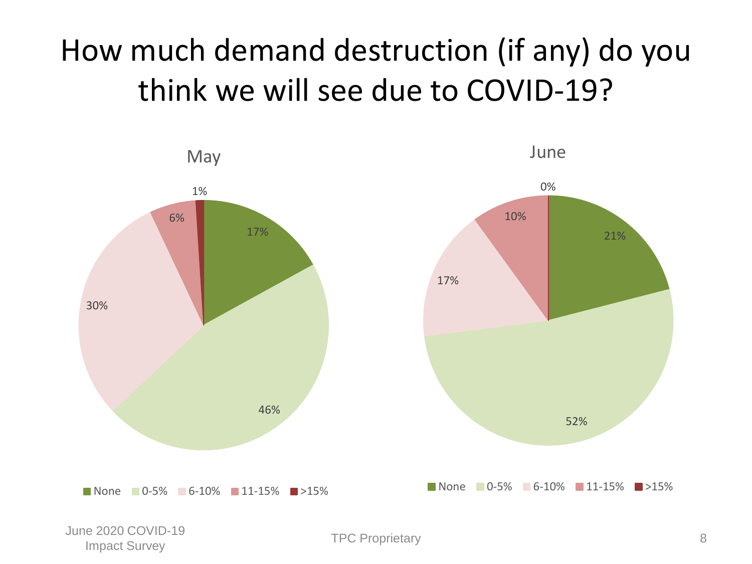# How much demand destruction (if any) do you think we will see due to COVID-19?

May

1%
6%
17%
30%
46%

None 0-5% 6-10% 11-15% >15%

June

0%
10%
21%
17%
52%

None 0-5% 6-10% 11-15% >15%